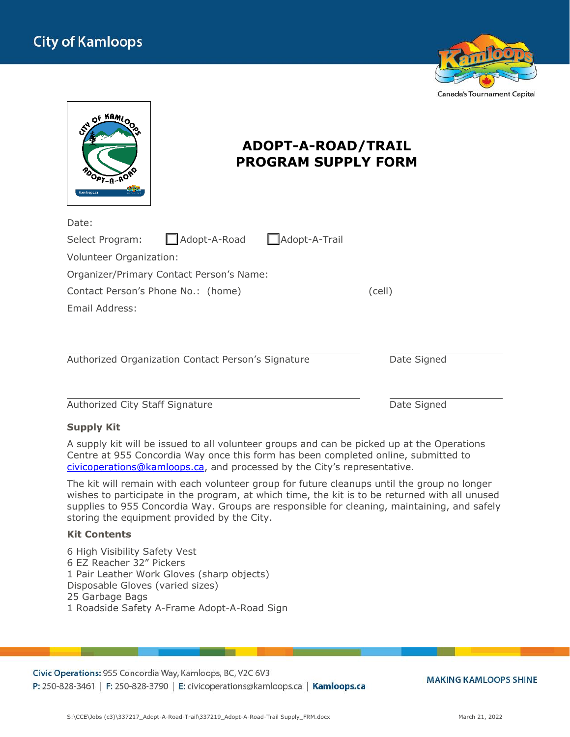City of Kamloops

# ADOPT-A-ROAD/TRAIL PROGRAM SUPPLY FORM

Date:

Select Program: ☐ Adopt-A-Road ☐ Adopt-A-Trail

Volunteer Organization:

Organizer/Primary Contact Person's Name:

Contact Person's Phone No.: (home) (cell)

Email Address:

Authorized Organization Contact Person's Signature Date Signed

Authorized City Staff Signature Date Signed

### Supply Kit

A supply kit will be issued to all volunteer groups and can be picked up at the Operations Centre at 955 Concordia Way once this form has been completed online, submitted to civicoperations@kamloops.ca, and processed by the City's representative.

The kit will remain with each volunteer group for future cleanups until the group no longer wishes to participate in the program, at which time, the kit is to be returned with all unused supplies to 955 Concordia Way. Groups are responsible for cleaning, maintaining, and safely storing the equipment provided by the City.

### Kit Contents

6 High Visibility Safety Vest
6 EZ Reacher 32" Pickers
1 Pair Leather Work Gloves (sharp objects)
Disposable Gloves (varied sizes)
25 Garbage Bags
1 Roadside Safety A-Frame Adopt-A-Road Sign

**Civic Operations:** 955 Concordia Way, Kamloops, BC, V2C 6V3
P: 250-828-3461 | F: 250-828-3790 | E: civicoperations@kamloops.ca | **Kamloops.ca**

MAKING KAMLOOPS SHINE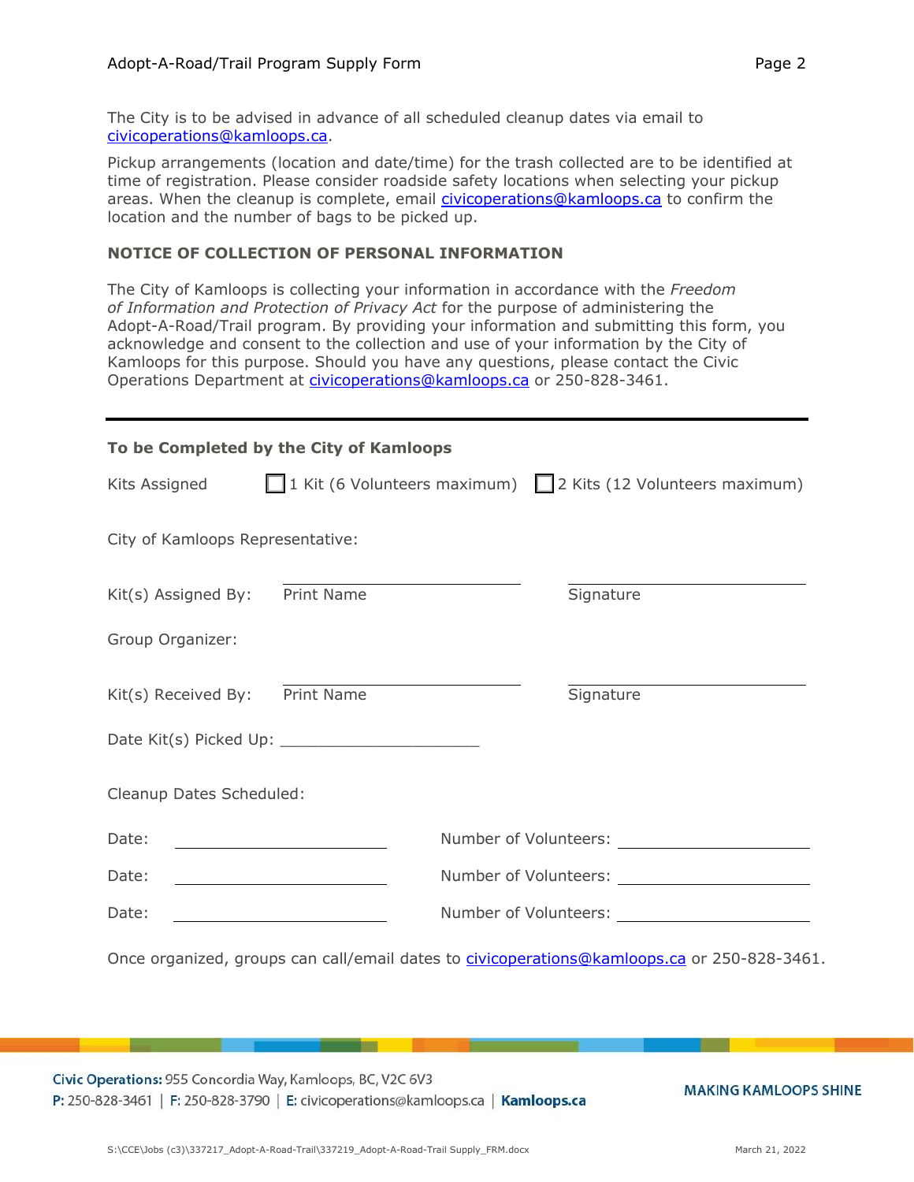The City is to be advised in advance of all scheduled cleanup dates via email to civicoperations@kamloops.ca.

Pickup arrangements (location and date/time) for the trash collected are to be identified at time of registration. Please consider roadside safety locations when selecting your pickup areas. When the cleanup is complete, email civicoperations@kamloops.ca to confirm the location and the number of bags to be picked up.

### NOTICE OF COLLECTION OF PERSONAL INFORMATION

The City of Kamloops is collecting your information in accordance with the *Freedom of Information and Protection of Privacy Act* for the purpose of administering the Adopt-A-Road/Trail program. By providing your information and submitting this form, you acknowledge and consent to the collection and use of your information by the City of Kamloops for this purpose. Should you have any questions, please contact the Civic Operations Department at civicoperations@kamloops.ca or 250-828-3461.

---

### To be Completed by the City of Kamloops

Kits Assigned ☐ 1 Kit (6 Volunteers maximum) ☐ 2 Kits (12 Volunteers maximum)

City of Kamloops Representative:

Kit(s) Assigned By: \_\_\_\_\_\_\_\_\_\_\_\_\_\_\_\_\_\_\_\_ \_\_\_\_\_\_\_\_\_\_\_\_\_\_\_\_\_\_\_\_
Print Name Signature

Group Organizer:

Kit(s) Received By: \_\_\_\_\_\_\_\_\_\_\_\_\_\_\_\_\_\_\_\_ \_\_\_\_\_\_\_\_\_\_\_\_\_\_\_\_\_\_\_\_
Print Name Signature

Date Kit(s) Picked Up: \_\_\_\_\_\_\_\_\_\_\_\_\_\_\_\_\_\_\_\_

Cleanup Dates Scheduled:

Date: \_\_\_\_\_\_\_\_\_\_\_\_\_\_\_\_\_\_\_\_ Number of Volunteers: \_\_\_\_\_\_\_\_\_\_\_\_\_\_\_\_\_\_\_\_

Date: \_\_\_\_\_\_\_\_\_\_\_\_\_\_\_\_\_\_\_\_ Number of Volunteers: \_\_\_\_\_\_\_\_\_\_\_\_\_\_\_\_\_\_\_\_

Date: \_\_\_\_\_\_\_\_\_\_\_\_\_\_\_\_\_\_\_\_ Number of Volunteers: \_\_\_\_\_\_\_\_\_\_\_\_\_\_\_\_\_\_\_\_

Once organized, groups can call/email dates to civicoperations@kamloops.ca or 250-828-3461.